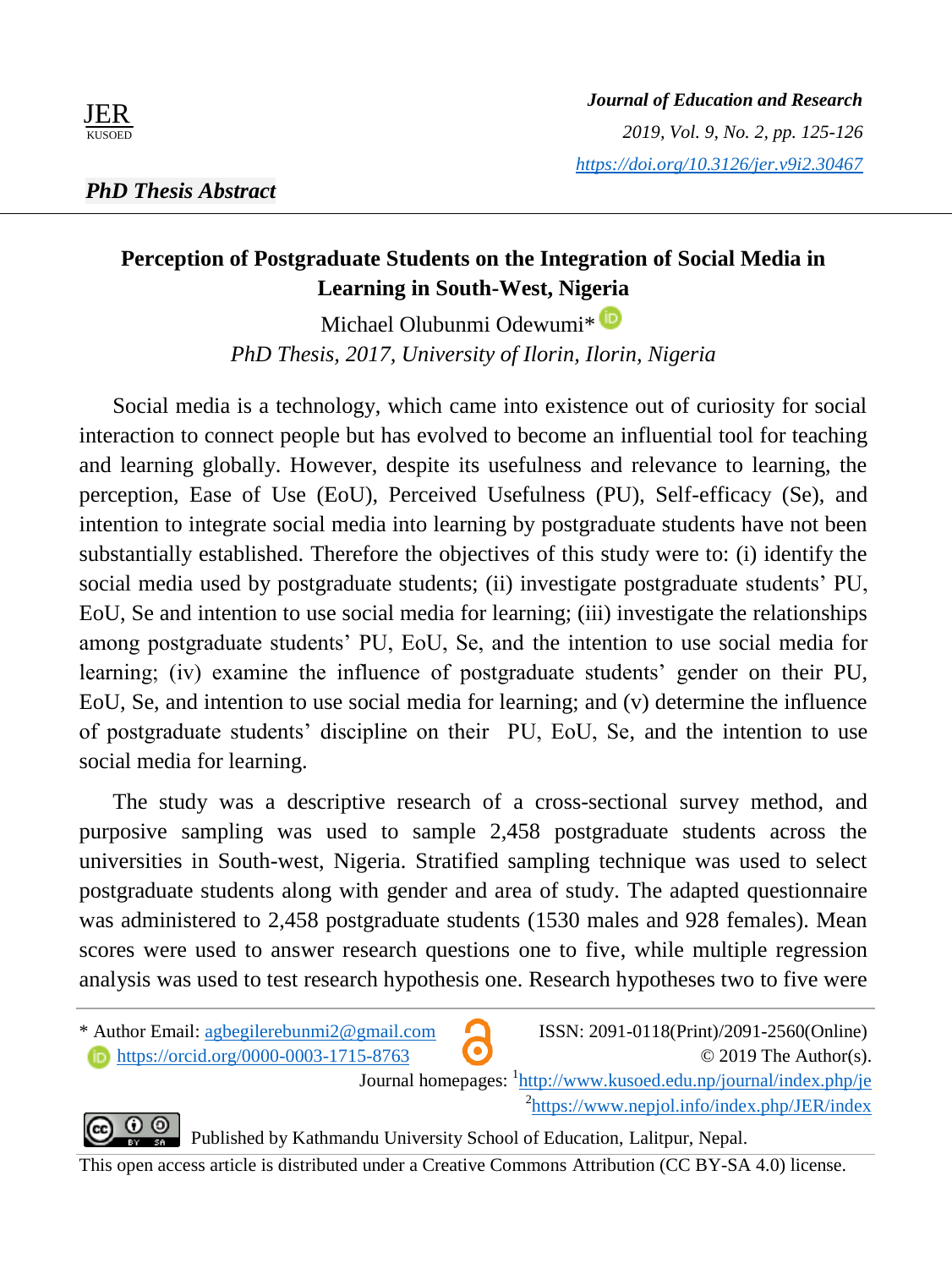*PhD Thesis Abstract*

# Perception of Postgraduate Students on the Integration of Social Media in Learning in South-West, Nigeria

Michael Olubunmi Odewumi*

*PhD Thesis, 2017, University of Ilorin, Ilorin, Nigeria*

Social media is a technology, which came into existence out of curiosity for social interaction to connect people but has evolved to become an influential tool for teaching and learning globally. However, despite its usefulness and relevance to learning, the perception, Ease of Use (EoU), Perceived Usefulness (PU), Self-efficacy (Se), and intention to integrate social media into learning by postgraduate students have not been substantially established. Therefore the objectives of this study were to: (i) identify the social media used by postgraduate students; (ii) investigate postgraduate students' PU, EoU, Se and intention to use social media for learning; (iii) investigate the relationships among postgraduate students' PU, EoU, Se, and the intention to use social media for learning; (iv) examine the influence of postgraduate students' gender on their PU, EoU, Se, and intention to use social media for learning; and (v) determine the influence of postgraduate students' discipline on their PU, EoU, Se, and the intention to use social media for learning.

The study was a descriptive research of a cross-sectional survey method, and purposive sampling was used to sample 2,458 postgraduate students across the universities in South-west, Nigeria. Stratified sampling technique was used to select postgraduate students along with gender and area of study. The adapted questionnaire was administered to 2,458 postgraduate students (1530 males and 928 females). Mean scores were used to answer research questions one to five, while multiple regression analysis was used to test research hypothesis one. Research hypotheses two to five were

---

* Author Email: agbegilerebunmi2@gmail.com
https://orcid.org/0000-0003-1715-8763

ISSN: 2091-0118(Print)/2091-2560(Online)
© 2019 The Author(s).
Journal homepages: [1]http://www.kusoed.edu.np/journal/index.php/je
[2]https://www.nepjol.info/index.php/JER/index

Published by Kathmandu University School of Education, Lalitpur, Nepal.
This open access article is distributed under a Creative Commons Attribution (CC BY-SA 4.0) license.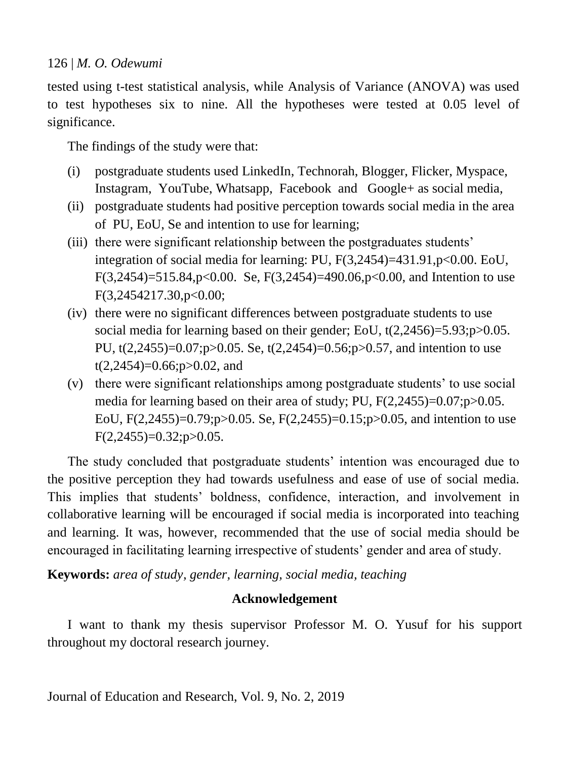tested using t-test statistical analysis, while Analysis of Variance (ANOVA) was used to test hypotheses six to nine. All the hypotheses were tested at 0.05 level of significance.

The findings of the study were that:

(i) postgraduate students used LinkedIn, Technorah, Blogger, Flicker, Myspace, Instagram, YouTube, Whatsapp, Facebook and Google+ as social media,
(ii) postgraduate students had positive perception towards social media in the area of PU, EoU, Se and intention to use for learning;
(iii) there were significant relationship between the postgraduates students' integration of social media for learning: PU, $F(3,2454)=431.91, p<0.00$. EoU, $F(3,2454)=515.84, p<0.00$. Se, $F(3,2454)=490.06, p<0.00$, and Intention to use $F(3,2454217.30, p<0.00$;
(iv) there were no significant differences between postgraduate students to use social media for learning based on their gender; EoU, $t(2,2456)=5.93; p>0.05$. PU, $t(2,2455)=0.07; p>0.05$. Se, $t(2,2454)=0.56; p>0.57$, and intention to use $t(2,2454)=0.66; p>0.02$, and
(v) there were significant relationships among postgraduate students' to use social media for learning based on their area of study; PU, $F(2,2455)=0.07; p>0.05$. EoU, $F(2,2455)=0.79; p>0.05$. Se, $F(2,2455)=0.15; p>0.05$, and intention to use $F(2,2455)=0.32; p>0.05$.

The study concluded that postgraduate students' intention was encouraged due to the positive perception they had towards usefulness and ease of use of social media. This implies that students' boldness, confidence, interaction, and involvement in collaborative learning will be encouraged if social media is incorporated into teaching and learning. It was, however, recommended that the use of social media should be encouraged in facilitating learning irrespective of students' gender and area of study.

**Keywords:** *area of study, gender, learning, social media, teaching*

## Acknowledgement

I want to thank my thesis supervisor Professor M. O. Yusuf for his support throughout my doctoral research journey.